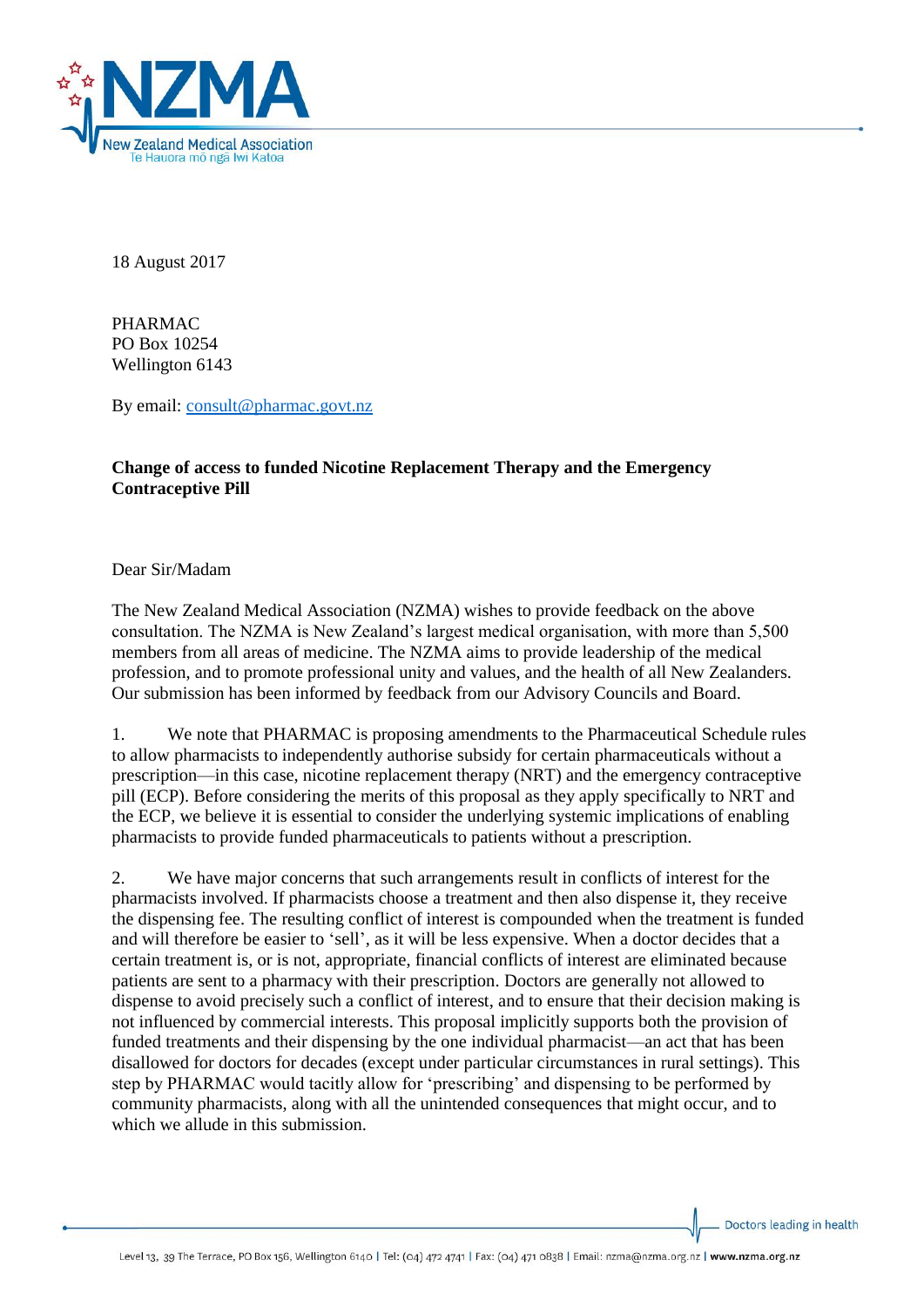18 August 2017

PHARMAC  
PO Box 10254  
Wellington 6143

By email: consult@pharmac.govt.nz

**Change of access to funded Nicotine Replacement Therapy and the Emergency Contraceptive Pill**

Dear Sir/Madam

The New Zealand Medical Association (NZMA) wishes to provide feedback on the above consultation. The NZMA is New Zealand's largest medical organisation, with more than 5,500 members from all areas of medicine. The NZMA aims to provide leadership of the medical profession, and to promote professional unity and values, and the health of all New Zealanders. Our submission has been informed by feedback from our Advisory Councils and Board.

1. We note that PHARMAC is proposing amendments to the Pharmaceutical Schedule rules to allow pharmacists to independently authorise subsidy for certain pharmaceuticals without a prescription—in this case, nicotine replacement therapy (NRT) and the emergency contraceptive pill (ECP). Before considering the merits of this proposal as they apply specifically to NRT and the ECP, we believe it is essential to consider the underlying systemic implications of enabling pharmacists to provide funded pharmaceuticals to patients without a prescription.

2. We have major concerns that such arrangements result in conflicts of interest for the pharmacists involved. If pharmacists choose a treatment and then also dispense it, they receive the dispensing fee. The resulting conflict of interest is compounded when the treatment is funded and will therefore be easier to 'sell', as it will be less expensive. When a doctor decides that a certain treatment is, or is not, appropriate, financial conflicts of interest are eliminated because patients are sent to a pharmacy with their prescription. Doctors are generally not allowed to dispense to avoid precisely such a conflict of interest, and to ensure that their decision making is not influenced by commercial interests. This proposal implicitly supports both the provision of funded treatments and their dispensing by the one individual pharmacist—an act that has been disallowed for doctors for decades (except under particular circumstances in rural settings). This step by PHARMAC would tacitly allow for 'prescribing' and dispensing to be performed by community pharmacists, along with all the unintended consequences that might occur, and to which we allude in this submission.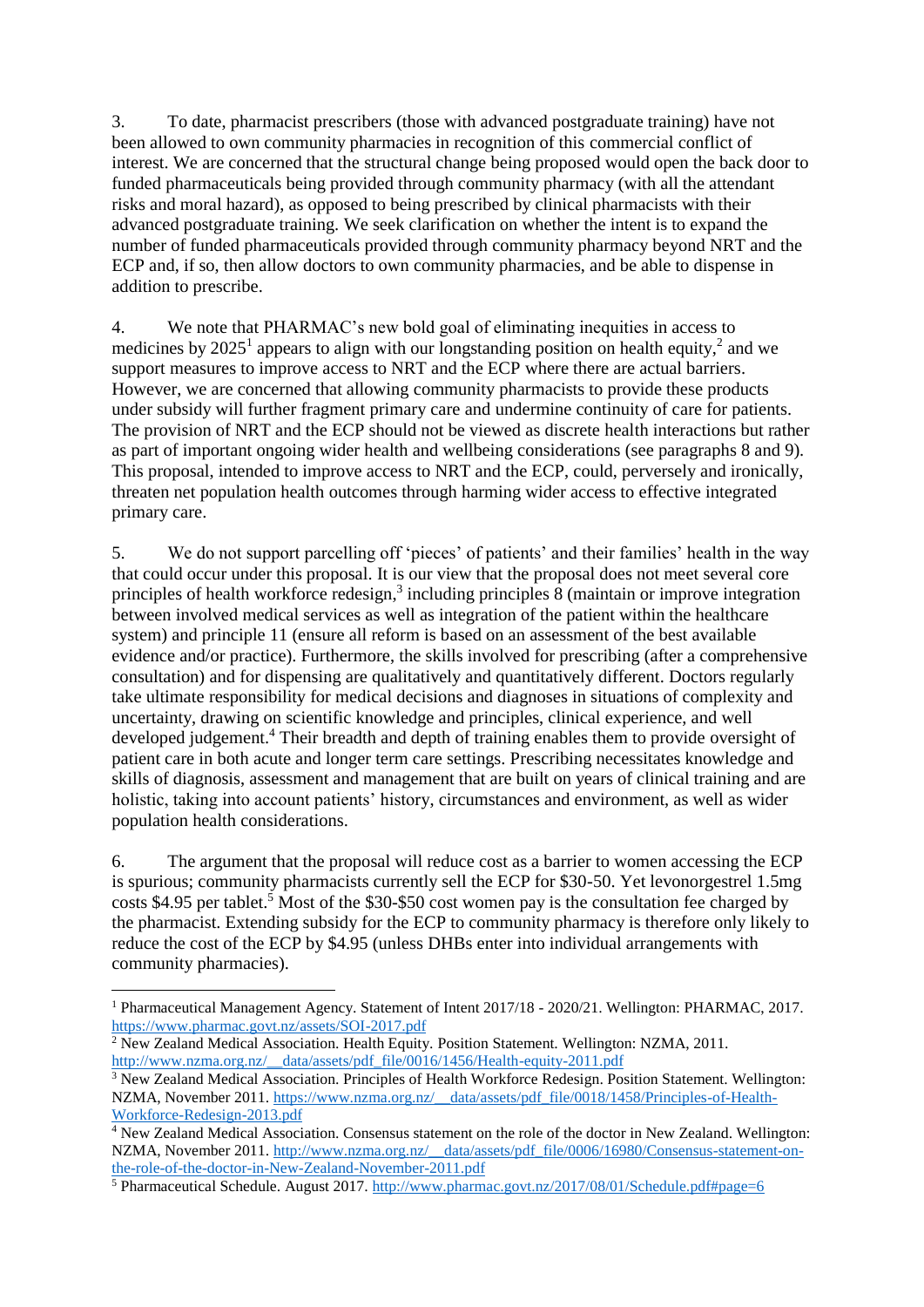3. To date, pharmacist prescribers (those with advanced postgraduate training) have not been allowed to own community pharmacies in recognition of this commercial conflict of interest. We are concerned that the structural change being proposed would open the back door to funded pharmaceuticals being provided through community pharmacy (with all the attendant risks and moral hazard), as opposed to being prescribed by clinical pharmacists with their advanced postgraduate training. We seek clarification on whether the intent is to expand the number of funded pharmaceuticals provided through community pharmacy beyond NRT and the ECP and, if so, then allow doctors to own community pharmacies, and be able to dispense in addition to prescribe.

4. We note that PHARMAC's new bold goal of eliminating inequities in access to medicines by 2025[1] appears to align with our longstanding position on health equity,[2] and we support measures to improve access to NRT and the ECP where there are actual barriers. However, we are concerned that allowing community pharmacists to provide these products under subsidy will further fragment primary care and undermine continuity of care for patients. The provision of NRT and the ECP should not be viewed as discrete health interactions but rather as part of important ongoing wider health and wellbeing considerations (see paragraphs 8 and 9). This proposal, intended to improve access to NRT and the ECP, could, perversely and ironically, threaten net population health outcomes through harming wider access to effective integrated primary care.

5. We do not support parcelling off 'pieces' of patients' and their families' health in the way that could occur under this proposal. It is our view that the proposal does not meet several core principles of health workforce redesign,[3] including principles 8 (maintain or improve integration between involved medical services as well as integration of the patient within the healthcare system) and principle 11 (ensure all reform is based on an assessment of the best available evidence and/or practice). Furthermore, the skills involved for prescribing (after a comprehensive consultation) and for dispensing are qualitatively and quantitatively different. Doctors regularly take ultimate responsibility for medical decisions and diagnoses in situations of complexity and uncertainty, drawing on scientific knowledge and principles, clinical experience, and well developed judgement.[4] Their breadth and depth of training enables them to provide oversight of patient care in both acute and longer term care settings. Prescribing necessitates knowledge and skills of diagnosis, assessment and management that are built on years of clinical training and are holistic, taking into account patients' history, circumstances and environment, as well as wider population health considerations.

6. The argument that the proposal will reduce cost as a barrier to women accessing the ECP is spurious; community pharmacists currently sell the ECP for $30-50. Yet levonorgestrel 1.5mg costs $4.95 per tablet.[5] Most of the $30-$50 cost women pay is the consultation fee charged by the pharmacist. Extending subsidy for the ECP to community pharmacy is therefore only likely to reduce the cost of the ECP by $4.95 (unless DHBs enter into individual arrangements with community pharmacies).

---

[1] Pharmaceutical Management Agency. Statement of Intent 2017/18 - 2020/21. Wellington: PHARMAC, 2017. https://www.pharmac.govt.nz/assets/SOI-2017.pdf

[2] New Zealand Medical Association. Health Equity. Position Statement. Wellington: NZMA, 2011. http://www.nzma.org.nz/__data/assets/pdf_file/0016/1456/Health-equity-2011.pdf

[3] New Zealand Medical Association. Principles of Health Workforce Redesign. Position Statement. Wellington: NZMA, November 2011. https://www.nzma.org.nz/__data/assets/pdf_file/0018/1458/Principles-of-Health-Workforce-Redesign-2013.pdf

[4] New Zealand Medical Association. Consensus statement on the role of the doctor in New Zealand. Wellington: NZMA, November 2011. http://www.nzma.org.nz/__data/assets/pdf_file/0006/16980/Consensus-statement-on-the-role-of-the-doctor-in-New-Zealand-November-2011.pdf

[5] Pharmaceutical Schedule. August 2017. http://www.pharmac.govt.nz/2017/08/01/Schedule.pdf#page=6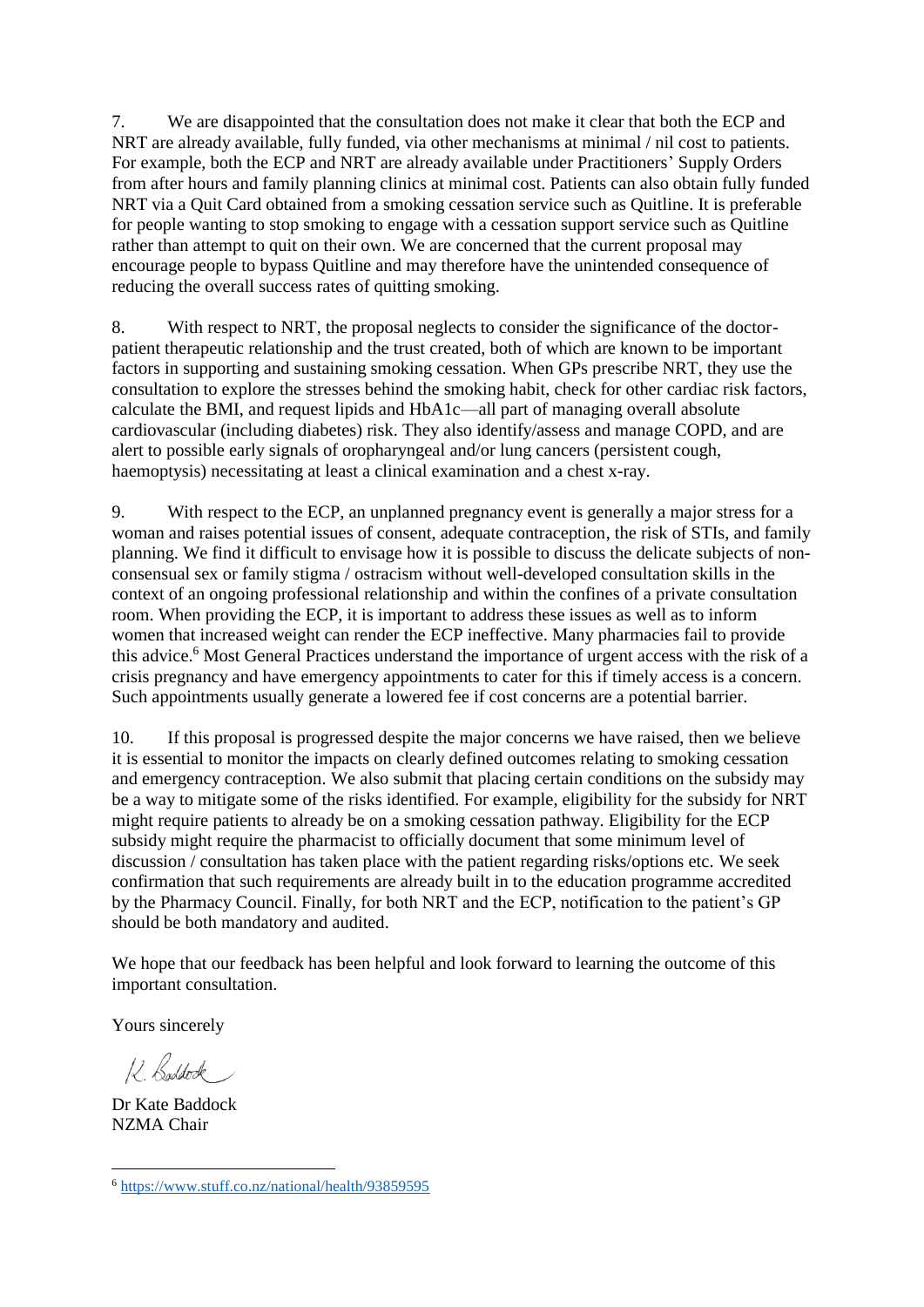7. We are disappointed that the consultation does not make it clear that both the ECP and NRT are already available, fully funded, via other mechanisms at minimal / nil cost to patients. For example, both the ECP and NRT are already available under Practitioners' Supply Orders from after hours and family planning clinics at minimal cost. Patients can also obtain fully funded NRT via a Quit Card obtained from a smoking cessation service such as Quitline. It is preferable for people wanting to stop smoking to engage with a cessation support service such as Quitline rather than attempt to quit on their own. We are concerned that the current proposal may encourage people to bypass Quitline and may therefore have the unintended consequence of reducing the overall success rates of quitting smoking.

8. With respect to NRT, the proposal neglects to consider the significance of the doctor-patient therapeutic relationship and the trust created, both of which are known to be important factors in supporting and sustaining smoking cessation. When GPs prescribe NRT, they use the consultation to explore the stresses behind the smoking habit, check for other cardiac risk factors, calculate the BMI, and request lipids and HbA1c—all part of managing overall absolute cardiovascular (including diabetes) risk. They also identify/assess and manage COPD, and are alert to possible early signals of oropharyngeal and/or lung cancers (persistent cough, haemoptysis) necessitating at least a clinical examination and a chest x-ray.

9. With respect to the ECP, an unplanned pregnancy event is generally a major stress for a woman and raises potential issues of consent, adequate contraception, the risk of STIs, and family planning. We find it difficult to envisage how it is possible to discuss the delicate subjects of non-consensual sex or family stigma / ostracism without well-developed consultation skills in the context of an ongoing professional relationship and within the confines of a private consultation room. When providing the ECP, it is important to address these issues as well as to inform women that increased weight can render the ECP ineffective. Many pharmacies fail to provide this advice.[6] Most General Practices understand the importance of urgent access with the risk of a crisis pregnancy and have emergency appointments to cater for this if timely access is a concern. Such appointments usually generate a lowered fee if cost concerns are a potential barrier.

10. If this proposal is progressed despite the major concerns we have raised, then we believe it is essential to monitor the impacts on clearly defined outcomes relating to smoking cessation and emergency contraception. We also submit that placing certain conditions on the subsidy may be a way to mitigate some of the risks identified. For example, eligibility for the subsidy for NRT might require patients to already be on a smoking cessation pathway. Eligibility for the ECP subsidy might require the pharmacist to officially document that some minimum level of discussion / consultation has taken place with the patient regarding risks/options etc. We seek confirmation that such requirements are already built in to the education programme accredited by the Pharmacy Council. Finally, for both NRT and the ECP, notification to the patient's GP should be both mandatory and audited.

We hope that our feedback has been helpful and look forward to learning the outcome of this important consultation.

Yours sincerely

K. Baddock

Dr Kate Baddock
NZMA Chair

[6] https://www.stuff.co.nz/national/health/93859595